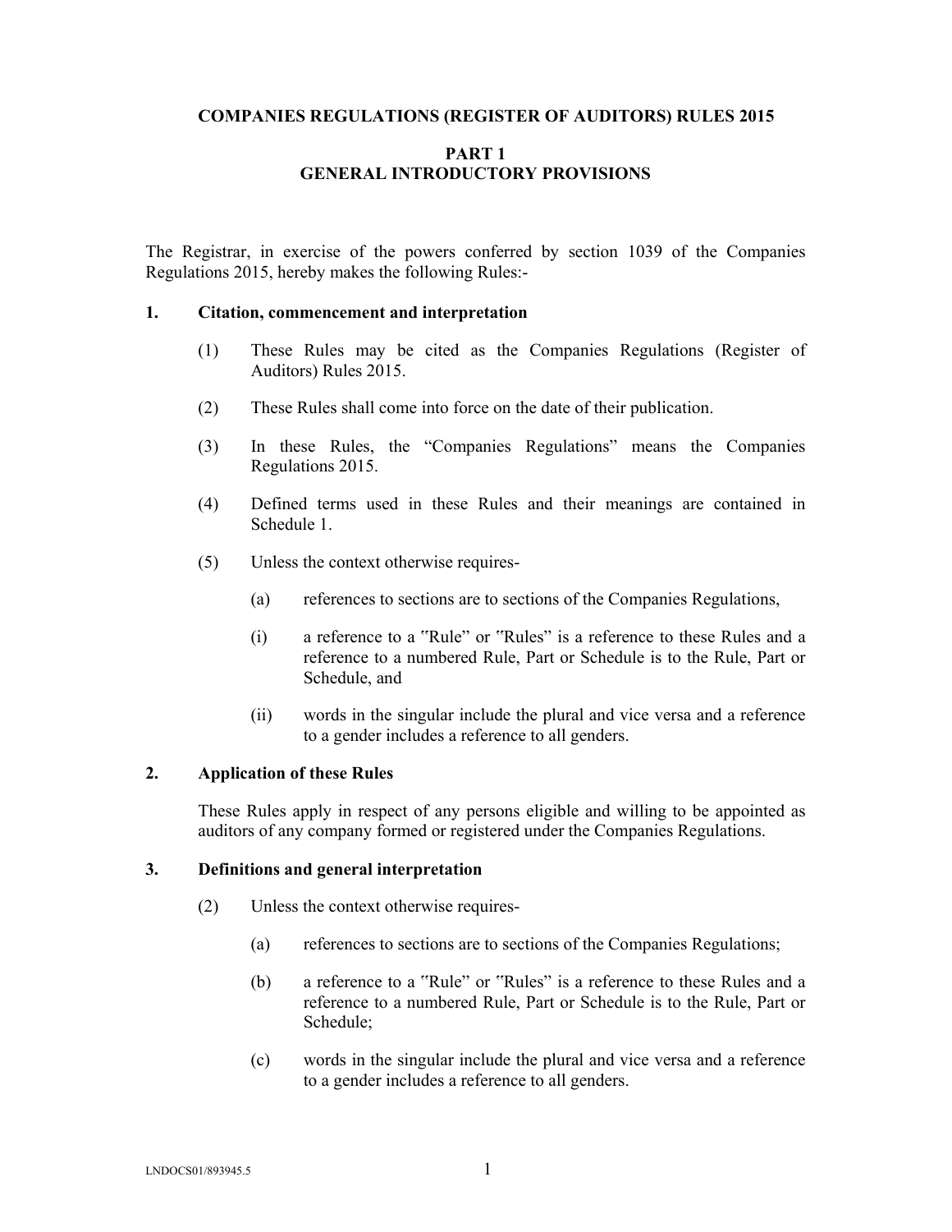# COMPANIES REGULATIONS (REGISTER OF AUDITORS) RULES 2015

## PART 1
## GENERAL INTRODUCTORY PROVISIONS

The Registrar, in exercise of the powers conferred by section 1039 of the Companies Regulations 2015, hereby makes the following Rules:-

### 1. Citation, commencement and interpretation

(1) These Rules may be cited as the Companies Regulations (Register of Auditors) Rules 2015.

(2) These Rules shall come into force on the date of their publication.

(3) In these Rules, the "Companies Regulations" means the Companies Regulations 2015.

(4) Defined terms used in these Rules and their meanings are contained in Schedule 1.

(5) Unless the context otherwise requires-

(a) references to sections are to sections of the Companies Regulations,

(i) a reference to a "Rule" or "Rules" is a reference to these Rules and a reference to a numbered Rule, Part or Schedule is to the Rule, Part or Schedule, and

(ii) words in the singular include the plural and vice versa and a reference to a gender includes a reference to all genders.

### 2. Application of these Rules

These Rules apply in respect of any persons eligible and willing to be appointed as auditors of any company formed or registered under the Companies Regulations.

### 3. Definitions and general interpretation

(2) Unless the context otherwise requires-

(a) references to sections are to sections of the Companies Regulations;

(b) a reference to a "Rule" or "Rules" is a reference to these Rules and a reference to a numbered Rule, Part or Schedule is to the Rule, Part or Schedule;

(c) words in the singular include the plural and vice versa and a reference to a gender includes a reference to all genders.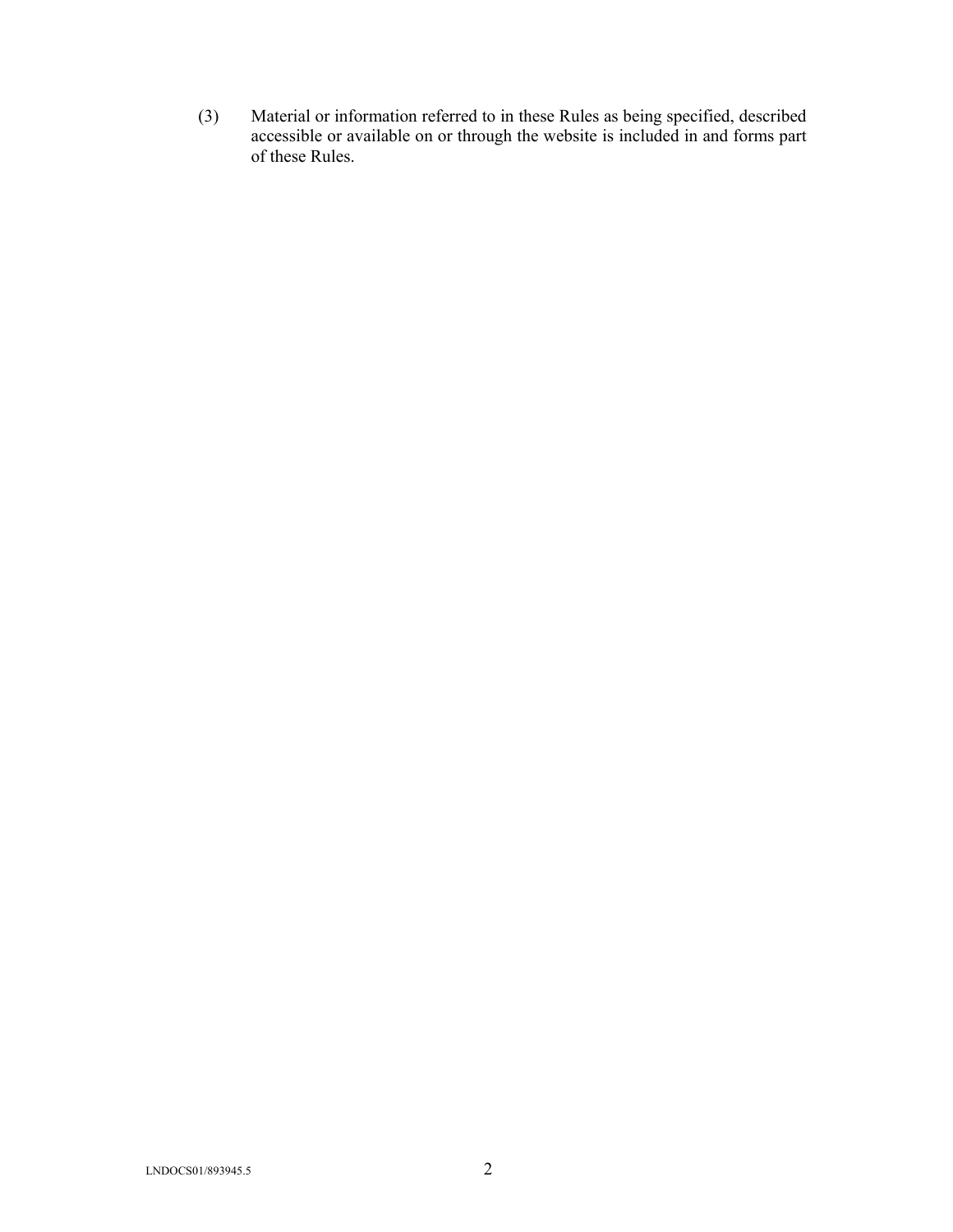(3) Material or information referred to in these Rules as being specified, described accessible or available on or through the website is included in and forms part of these Rules.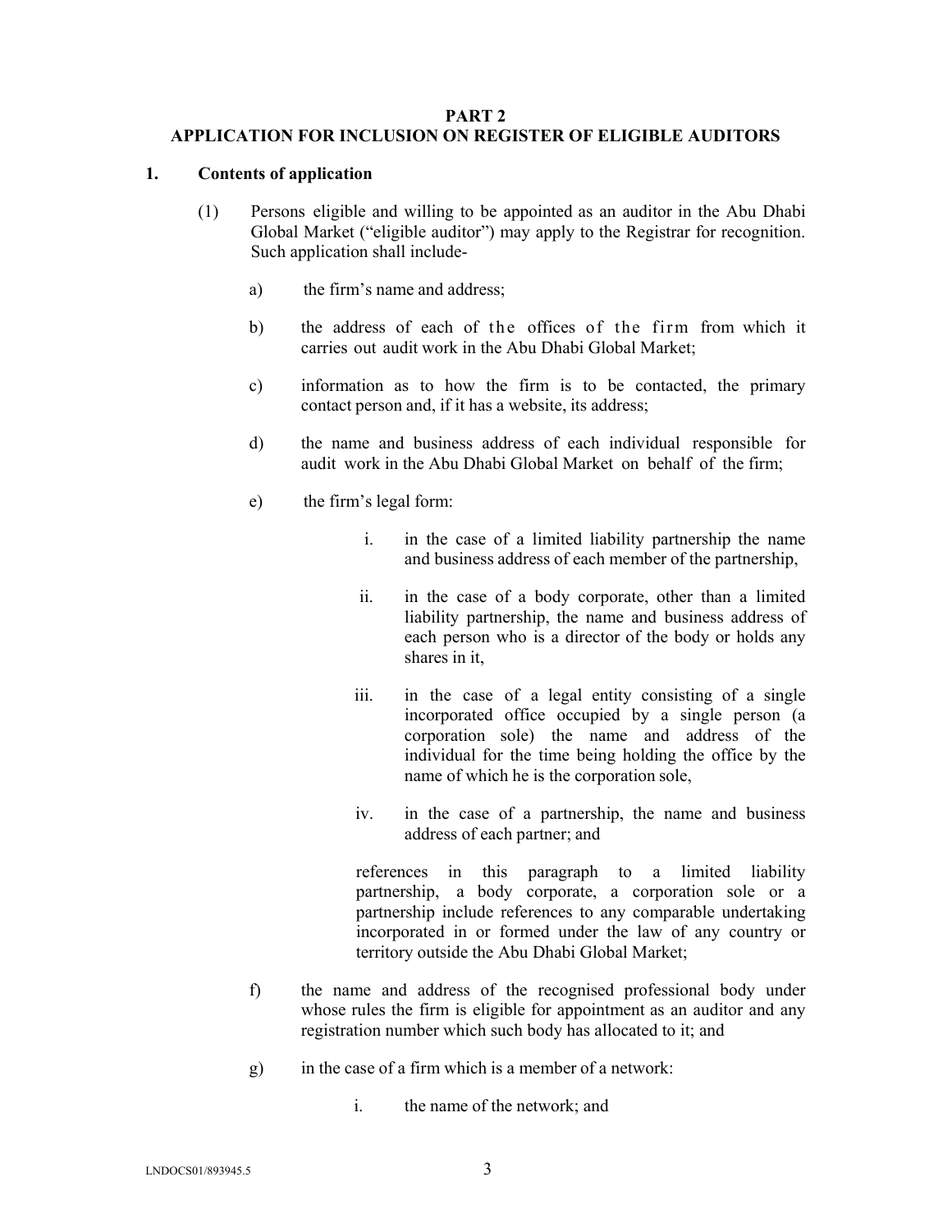**PART 2**
**APPLICATION FOR INCLUSION ON REGISTER OF ELIGIBLE AUDITORS**

**1. Contents of application**

(1) Persons eligible and willing to be appointed as an auditor in the Abu Dhabi Global Market ("eligible auditor") may apply to the Registrar for recognition. Such application shall include-

a) the firm's name and address;

b) the address of each of the offices of the firm from which it carries out audit work in the Abu Dhabi Global Market;

c) information as to how the firm is to be contacted, the primary contact person and, if it has a website, its address;

d) the name and business address of each individual responsible for audit work in the Abu Dhabi Global Market on behalf of the firm;

e) the firm's legal form:

i. in the case of a limited liability partnership the name and business address of each member of the partnership,

ii. in the case of a body corporate, other than a limited liability partnership, the name and business address of each person who is a director of the body or holds any shares in it,

iii. in the case of a legal entity consisting of a single incorporated office occupied by a single person (a corporation sole) the name and address of the individual for the time being holding the office by the name of which he is the corporation sole,

iv. in the case of a partnership, the name and business address of each partner; and

references in this paragraph to a limited liability partnership, a body corporate, a corporation sole or a partnership include references to any comparable undertaking incorporated in or formed under the law of any country or territory outside the Abu Dhabi Global Market;

f) the name and address of the recognised professional body under whose rules the firm is eligible for appointment as an auditor and any registration number which such body has allocated to it; and

g) in the case of a firm which is a member of a network:

i. the name of the network; and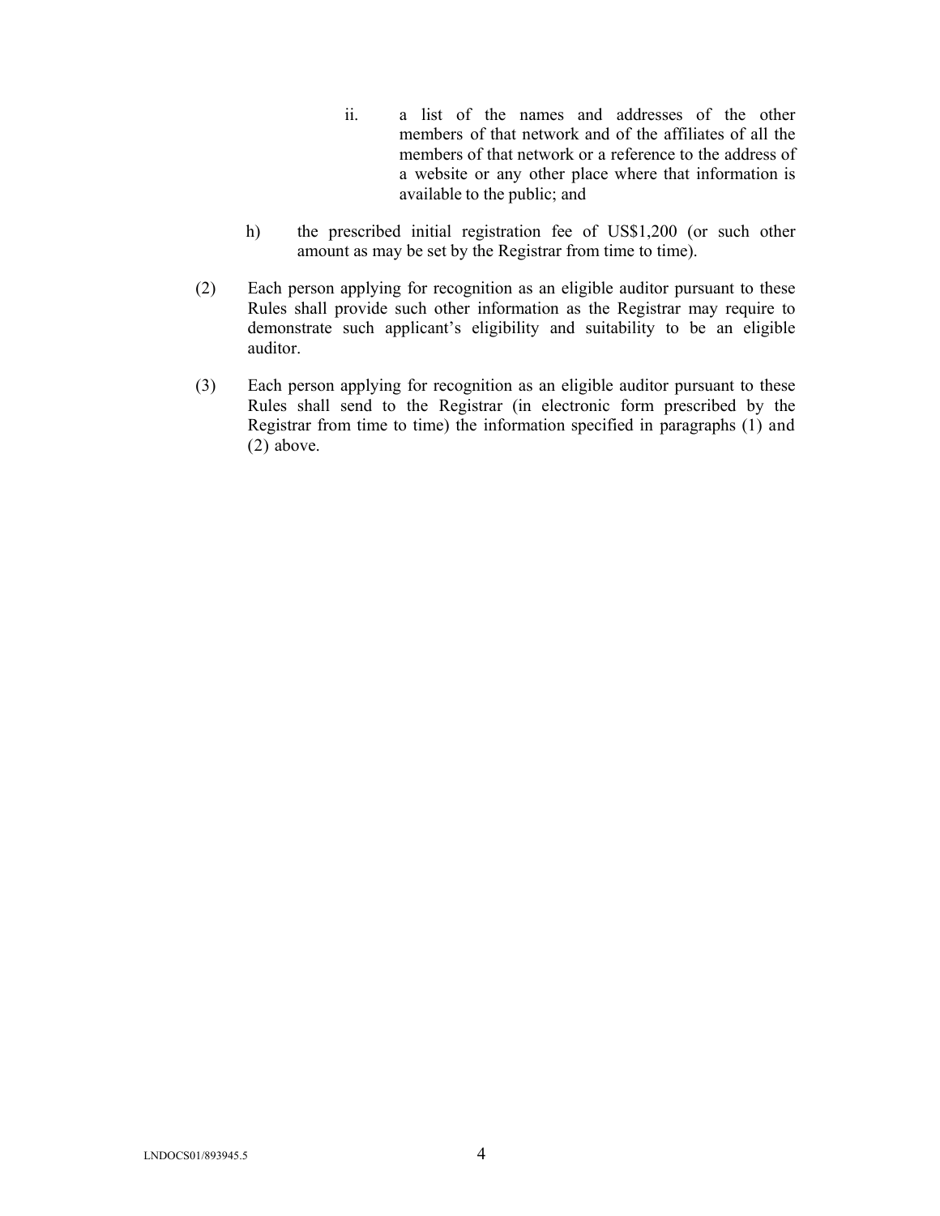ii. a list of the names and addresses of the other members of that network and of the affiliates of all the members of that network or a reference to the address of a website or any other place where that information is available to the public; and

h) the prescribed initial registration fee of US$1,200 (or such other amount as may be set by the Registrar from time to time).

(2) Each person applying for recognition as an eligible auditor pursuant to these Rules shall provide such other information as the Registrar may require to demonstrate such applicant's eligibility and suitability to be an eligible auditor.

(3) Each person applying for recognition as an eligible auditor pursuant to these Rules shall send to the Registrar (in electronic form prescribed by the Registrar from time to time) the information specified in paragraphs (1) and (2) above.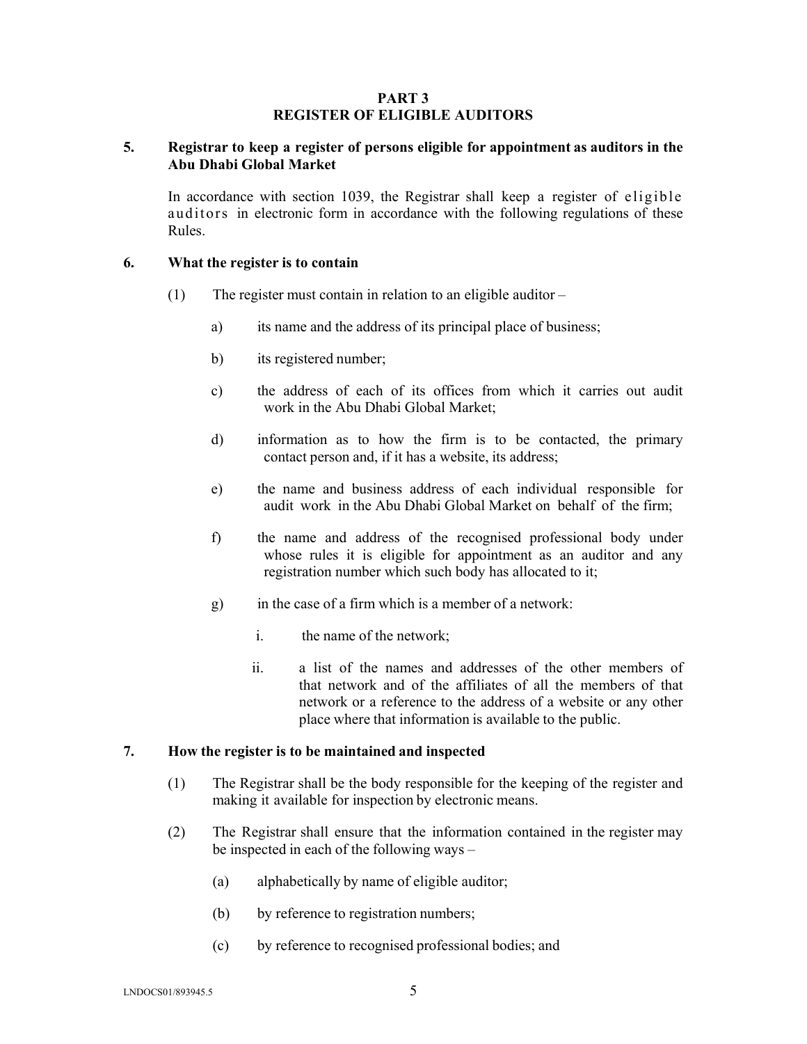## PART 3
## REGISTER OF ELIGIBLE AUDITORS

### 5. Registrar to keep a register of persons eligible for appointment as auditors in the Abu Dhabi Global Market

In accordance with section 1039, the Registrar shall keep a register of eligible auditors in electronic form in accordance with the following regulations of these Rules.

### 6. What the register is to contain

(1) The register must contain in relation to an eligible auditor –

a) its name and the address of its principal place of business;

b) its registered number;

c) the address of each of its offices from which it carries out audit work in the Abu Dhabi Global Market;

d) information as to how the firm is to be contacted, the primary contact person and, if it has a website, its address;

e) the name and business address of each individual responsible for audit work in the Abu Dhabi Global Market on behalf of the firm;

f) the name and address of the recognised professional body under whose rules it is eligible for appointment as an auditor and any registration number which such body has allocated to it;

g) in the case of a firm which is a member of a network:

i. the name of the network;

ii. a list of the names and addresses of the other members of that network and of the affiliates of all the members of that network or a reference to the address of a website or any other place where that information is available to the public.

### 7. How the register is to be maintained and inspected

(1) The Registrar shall be the body responsible for the keeping of the register and making it available for inspection by electronic means.

(2) The Registrar shall ensure that the information contained in the register may be inspected in each of the following ways –

(a) alphabetically by name of eligible auditor;

(b) by reference to registration numbers;

(c) by reference to recognised professional bodies; and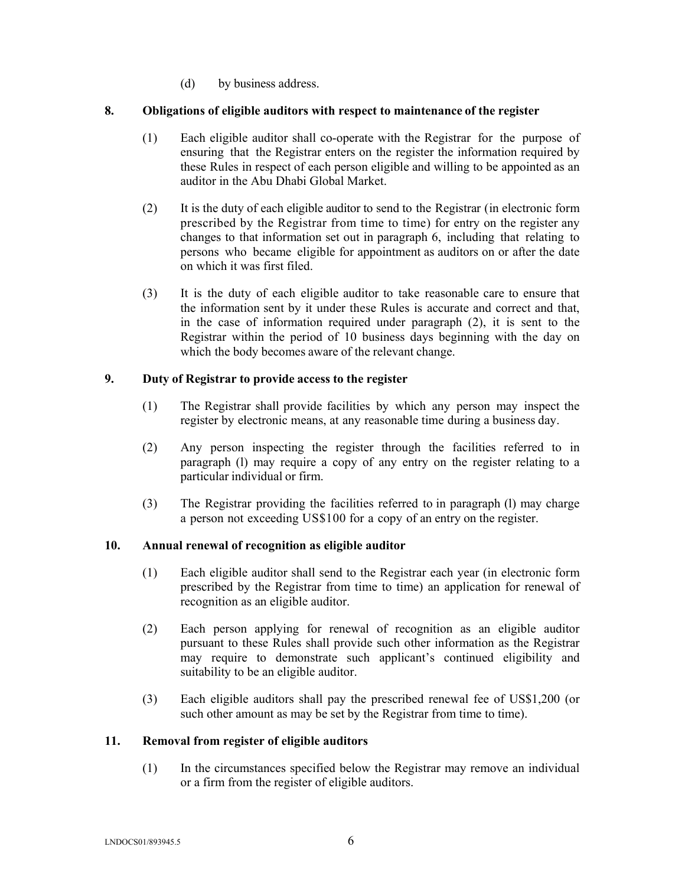(d) by business address.

## 8. Obligations of eligible auditors with respect to maintenance of the register

(1) Each eligible auditor shall co-operate with the Registrar for the purpose of ensuring that the Registrar enters on the register the information required by these Rules in respect of each person eligible and willing to be appointed as an auditor in the Abu Dhabi Global Market.

(2) It is the duty of each eligible auditor to send to the Registrar (in electronic form prescribed by the Registrar from time to time) for entry on the register any changes to that information set out in paragraph 6, including that relating to persons who became eligible for appointment as auditors on or after the date on which it was first filed.

(3) It is the duty of each eligible auditor to take reasonable care to ensure that the information sent by it under these Rules is accurate and correct and that, in the case of information required under paragraph (2), it is sent to the Registrar within the period of 10 business days beginning with the day on which the body becomes aware of the relevant change.

## 9. Duty of Registrar to provide access to the register

(1) The Registrar shall provide facilities by which any person may inspect the register by electronic means, at any reasonable time during a business day.

(2) Any person inspecting the register through the facilities referred to in paragraph (l) may require a copy of any entry on the register relating to a particular individual or firm.

(3) The Registrar providing the facilities referred to in paragraph (l) may charge a person not exceeding US$100 for a copy of an entry on the register.

## 10. Annual renewal of recognition as eligible auditor

(1) Each eligible auditor shall send to the Registrar each year (in electronic form prescribed by the Registrar from time to time) an application for renewal of recognition as an eligible auditor.

(2) Each person applying for renewal of recognition as an eligible auditor pursuant to these Rules shall provide such other information as the Registrar may require to demonstrate such applicant's continued eligibility and suitability to be an eligible auditor.

(3) Each eligible auditors shall pay the prescribed renewal fee of US$1,200 (or such other amount as may be set by the Registrar from time to time).

## 11. Removal from register of eligible auditors

(1) In the circumstances specified below the Registrar may remove an individual or a firm from the register of eligible auditors.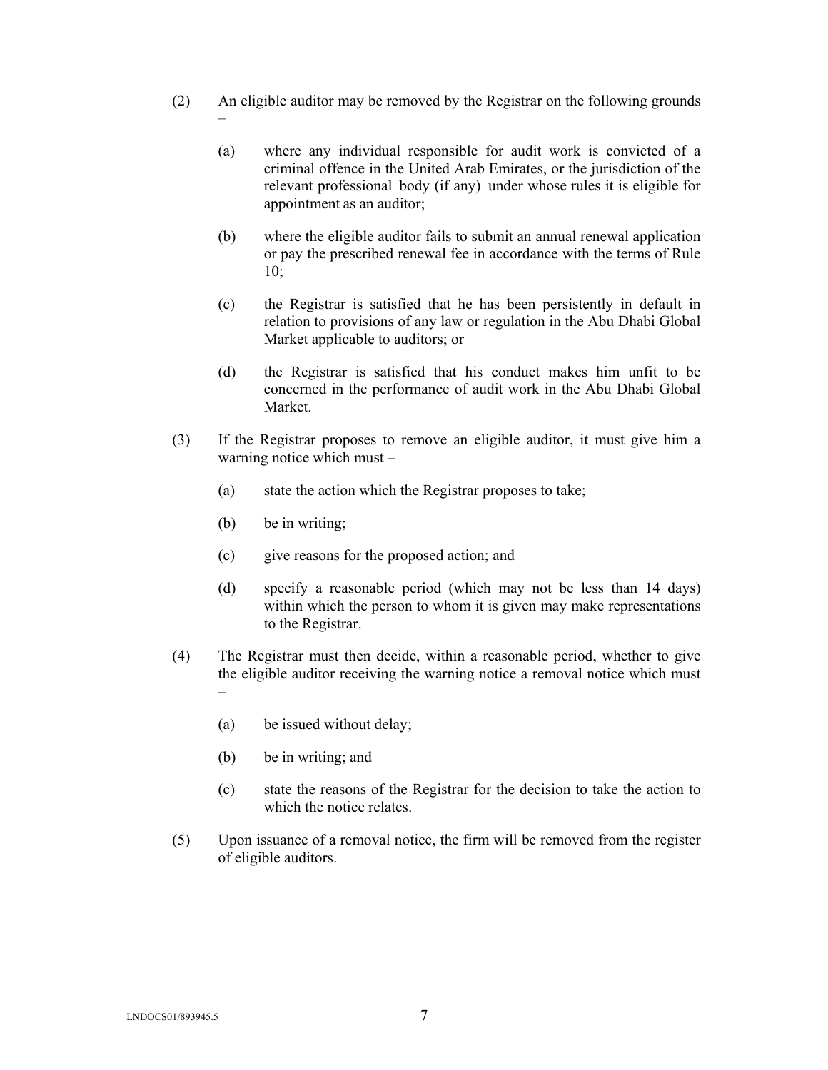(2) An eligible auditor may be removed by the Registrar on the following grounds –

   (a) where any individual responsible for audit work is convicted of a criminal offence in the United Arab Emirates, or the jurisdiction of the relevant professional body (if any) under whose rules it is eligible for appointment as an auditor;

   (b) where the eligible auditor fails to submit an annual renewal application or pay the prescribed renewal fee in accordance with the terms of Rule 10;

   (c) the Registrar is satisfied that he has been persistently in default in relation to provisions of any law or regulation in the Abu Dhabi Global Market applicable to auditors; or

   (d) the Registrar is satisfied that his conduct makes him unfit to be concerned in the performance of audit work in the Abu Dhabi Global Market.

(3) If the Registrar proposes to remove an eligible auditor, it must give him a warning notice which must –

   (a) state the action which the Registrar proposes to take;

   (b) be in writing;

   (c) give reasons for the proposed action; and

   (d) specify a reasonable period (which may not be less than 14 days) within which the person to whom it is given may make representations to the Registrar.

(4) The Registrar must then decide, within a reasonable period, whether to give the eligible auditor receiving the warning notice a removal notice which must –

   (a) be issued without delay;

   (b) be in writing; and

   (c) state the reasons of the Registrar for the decision to take the action to which the notice relates.

(5) Upon issuance of a removal notice, the firm will be removed from the register of eligible auditors.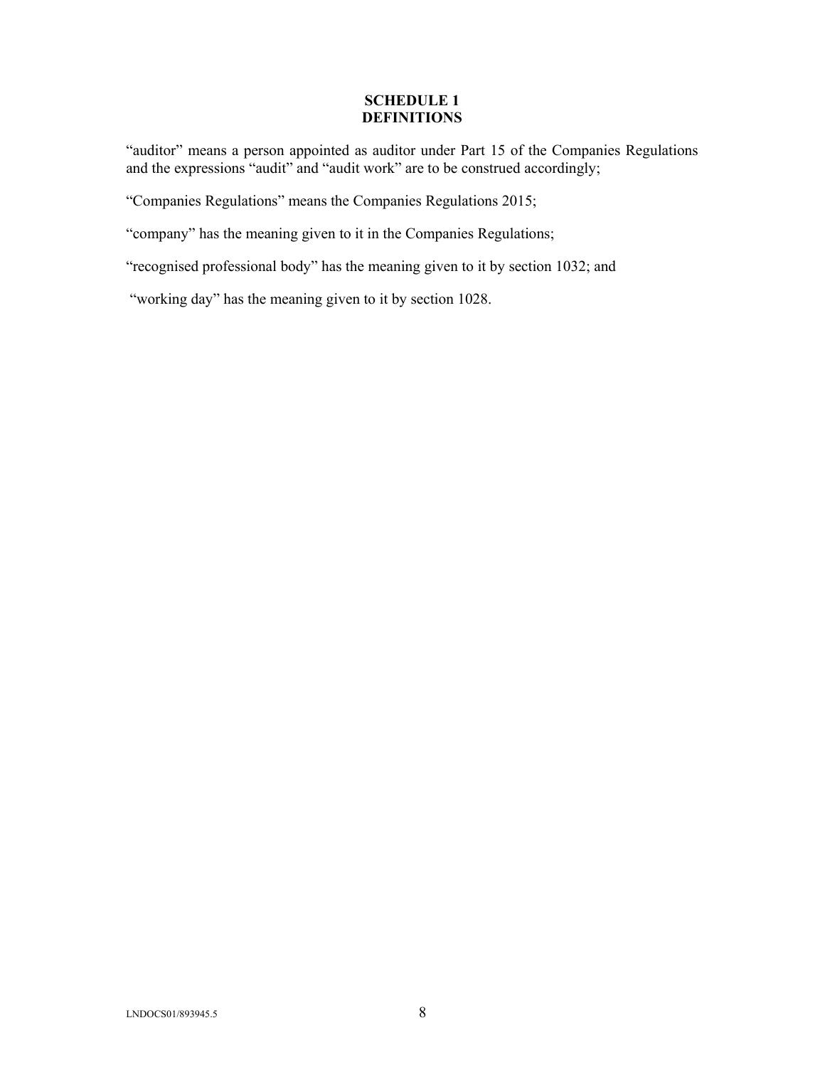## SCHEDULE 1
## DEFINITIONS

"auditor" means a person appointed as auditor under Part 15 of the Companies Regulations and the expressions "audit" and "audit work" are to be construed accordingly;

"Companies Regulations" means the Companies Regulations 2015;

"company" has the meaning given to it in the Companies Regulations;

"recognised professional body" has the meaning given to it by section 1032; and

"working day" has the meaning given to it by section 1028.